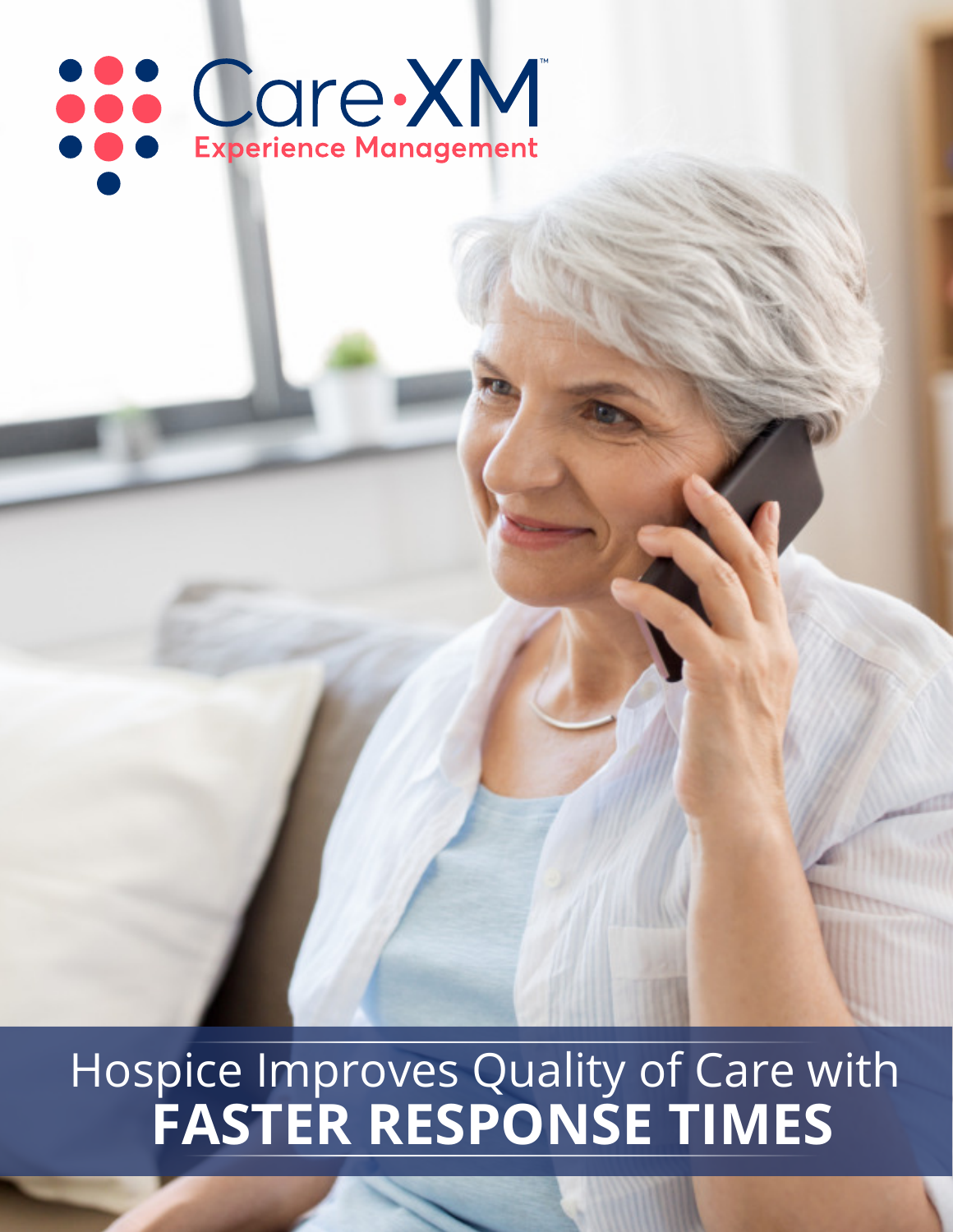Care·XM™

Experience Management

# Hospice Improves Quality of Care with **FASTER RESPONSE TIMES**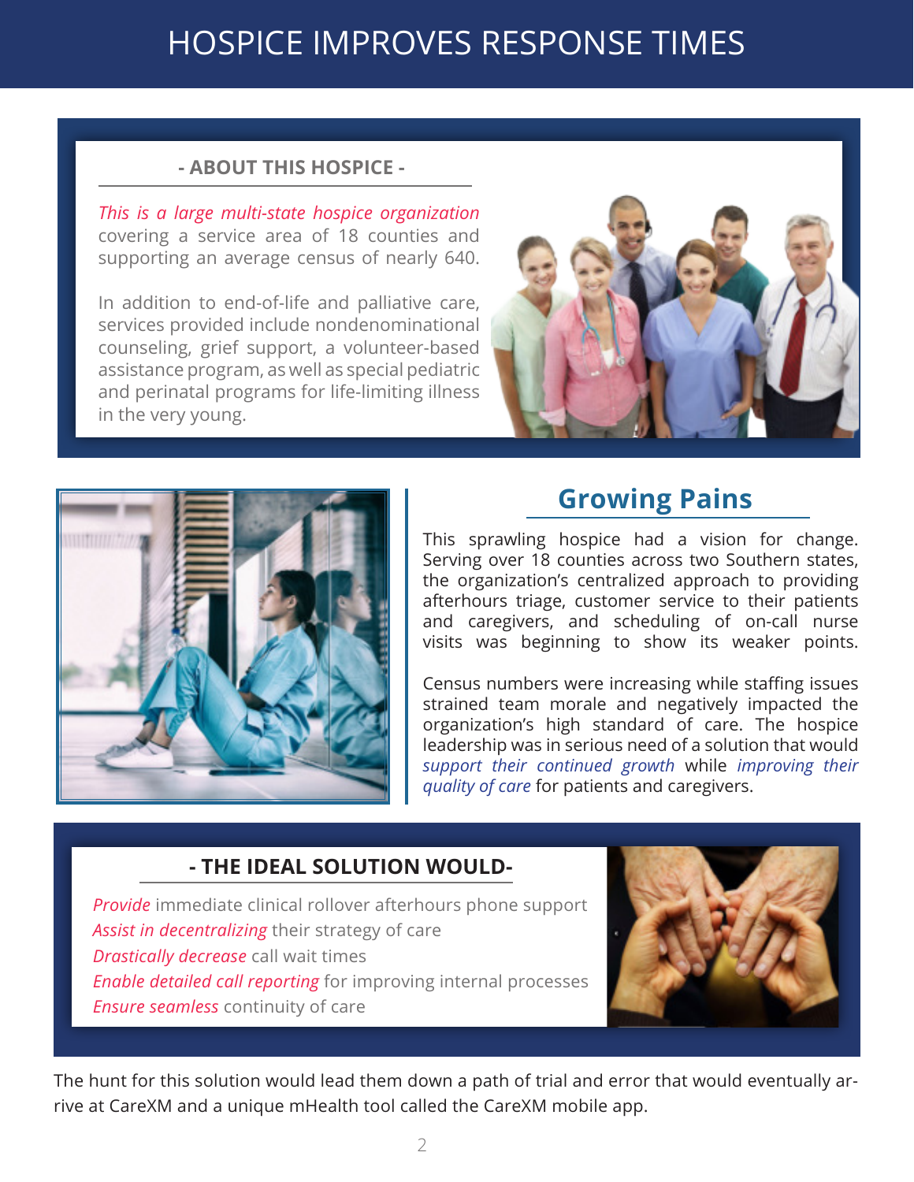# HOSPICE IMPROVES RESPONSE TIMES

### - ABOUT THIS HOSPICE -

*This is a large multi-state hospice organization* covering a service area of 18 counties and supporting an average census of nearly 640.

In addition to end-of-life and palliative care, services provided include nondenominational counseling, grief support, a volunteer-based assistance program, as well as special pediatric and perinatal programs for life-limiting illness in the very young.

## Growing Pains

This sprawling hospice had a vision for change. Serving over 18 counties across two Southern states, the organization's centralized approach to providing afterhours triage, customer service to their patients and caregivers, and scheduling of on-call nurse visits was beginning to show its weaker points.

Census numbers were increasing while staffing issues strained team morale and negatively impacted the organization's high standard of care. The hospice leadership was in serious need of a solution that would *support their continued growth* while *improving their quality of care* for patients and caregivers.

### - THE IDEAL SOLUTION WOULD-

*Provide* immediate clinical rollover afterhours phone support
*Assist in decentralizing* their strategy of care
*Drastically decrease* call wait times
*Enable detailed call reporting* for improving internal processes
*Ensure seamless* continuity of care

The hunt for this solution would lead them down a path of trial and error that would eventually arrive at CareXM and a unique mHealth tool called the CareXM mobile app.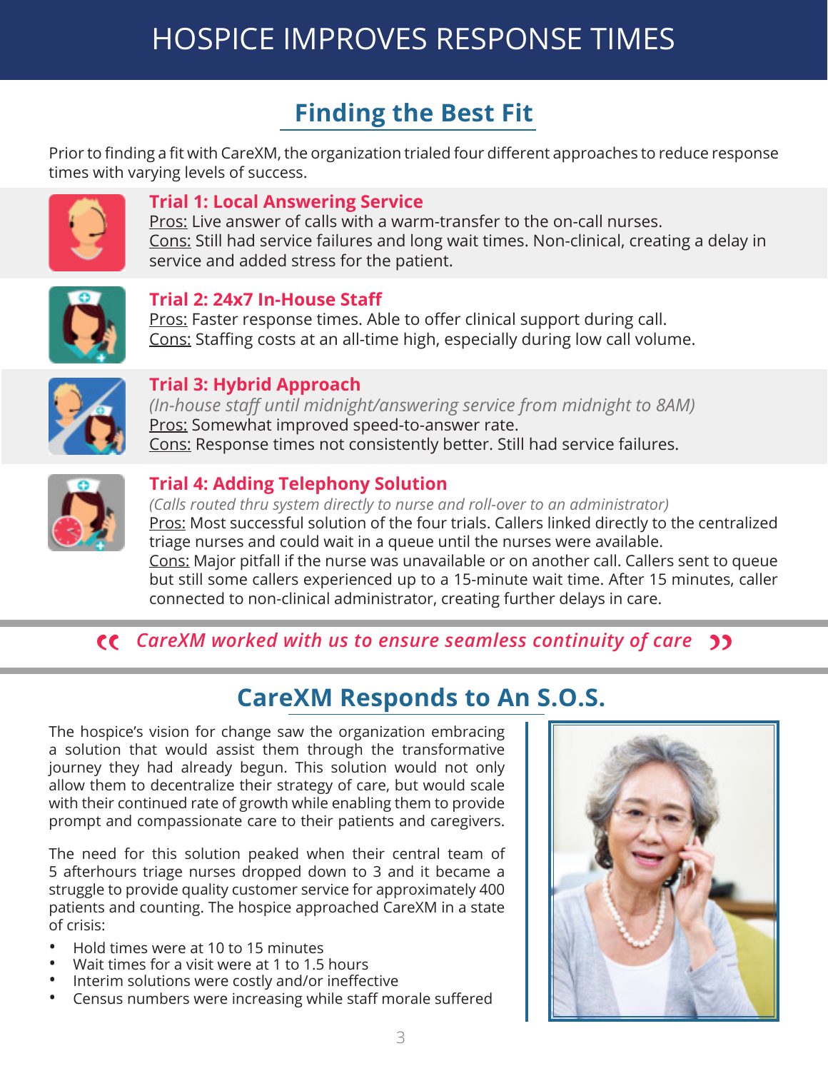# HOSPICE IMPROVES RESPONSE TIMES

## Finding the Best Fit

Prior to finding a fit with CareXM, the organization trialed four different approaches to reduce response times with varying levels of success.

### Trial 1: Local Answering Service

Pros: Live answer of calls with a warm-transfer to the on-call nurses.
Cons: Still had service failures and long wait times. Non-clinical, creating a delay in service and added stress for the patient.

### Trial 2: 24x7 In-House Staff

Pros: Faster response times. Able to offer clinical support during call.
Cons: Staffing costs at an all-time high, especially during low call volume.

### Trial 3: Hybrid Approach

*(In-house staff until midnight/answering service from midnight to 8AM)*
Pros: Somewhat improved speed-to-answer rate.
Cons: Response times not consistently better. Still had service failures.

### Trial 4: Adding Telephony Solution

*(Calls routed thru system directly to nurse and roll-over to an administrator)*
Pros: Most successful solution of the four trials. Callers linked directly to the centralized triage nurses and could wait in a queue until the nurses were available.
Cons: Major pitfall if the nurse was unavailable or on another call. Callers sent to queue but still some callers experienced up to a 15-minute wait time. After 15 minutes, caller connected to non-clinical administrator, creating further delays in care.

> *"CareXM worked with us to ensure seamless continuity of care"*

## CareXM Responds to An S.O.S.

The hospice's vision for change saw the organization embracing a solution that would assist them through the transformative journey they had already begun. This solution would not only allow them to decentralize their strategy of care, but would scale with their continued rate of growth while enabling them to provide prompt and compassionate care to their patients and caregivers.

The need for this solution peaked when their central team of 5 afterhours triage nurses dropped down to 3 and it became a struggle to provide quality customer service for approximately 400 patients and counting. The hospice approached CareXM in a state of crisis:

- Hold times were at 10 to 15 minutes
- Wait times for a visit were at 1 to 1.5 hours
- Interim solutions were costly and/or ineffective
- Census numbers were increasing while staff morale suffered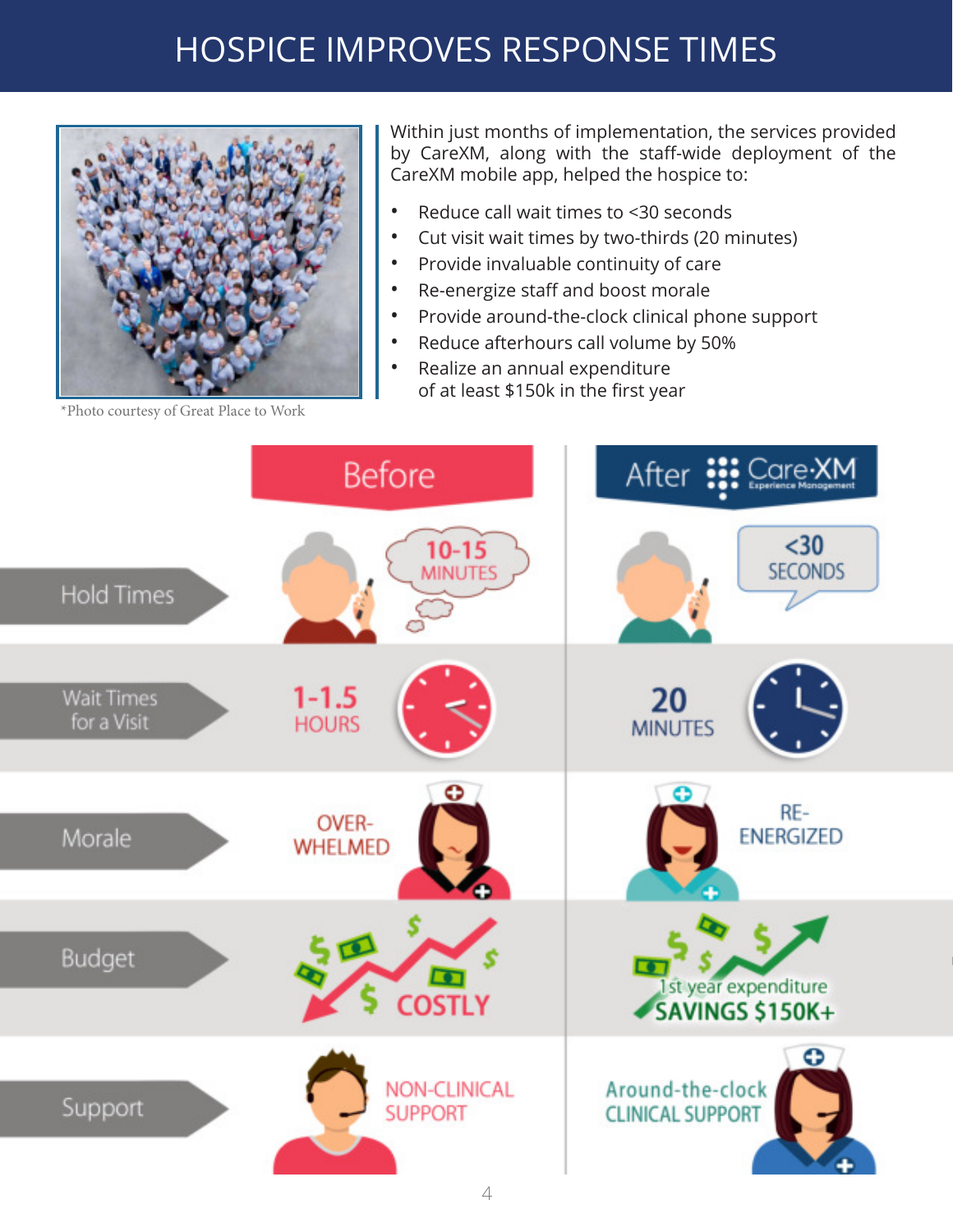# HOSPICE IMPROVES RESPONSE TIMES

*Photo courtesy of Great Place to Work

Within just months of implementation, the services provided by CareXM, along with the staff-wide deployment of the CareXM mobile app, helped the hospice to:

- Reduce call wait times to <30 seconds
- Cut visit wait times by two-thirds (20 minutes)
- Provide invaluable continuity of care
- Re-energize staff and boost morale
- Provide around-the-clock clinical phone support
- Reduce afterhours call volume by 50%
- Realize an annual expenditure of at least $150k in the first year

| | Before | After CareXM |
|---|---|---|
| Hold Times | 10-15 MINUTES | <30 SECONDS |
| Wait Times for a Visit | 1-1.5 HOURS | 20 MINUTES |
| Morale | OVER-WHELMED | RE-ENERGIZED |
| Budget | COSTLY | 1st year expenditure SAVINGS $150K+ |
| Support | NON-CLINICAL SUPPORT | Around-the-clock CLINICAL SUPPORT |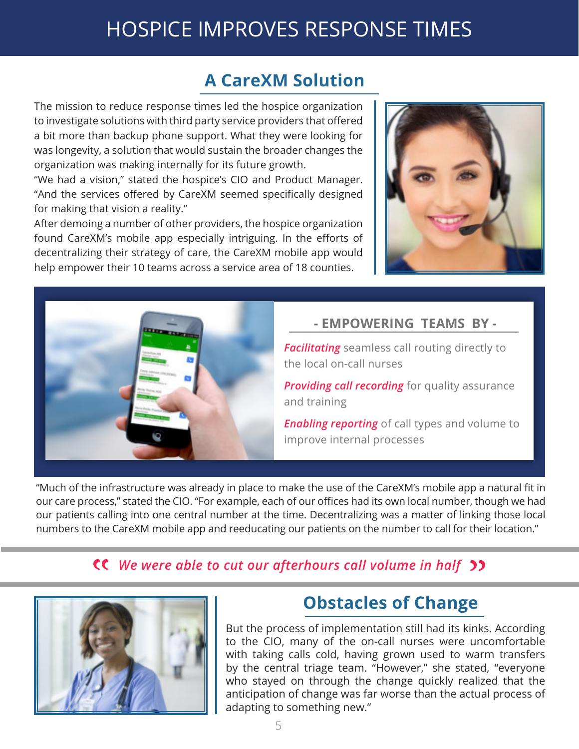# HOSPICE IMPROVES RESPONSE TIMES

## A CareXM Solution

The mission to reduce response times led the hospice organization to investigate solutions with third party service providers that offered a bit more than backup phone support. What they were looking for was longevity, a solution that would sustain the broader changes the organization was making internally for its future growth.

"We had a vision," stated the hospice's CIO and Product Manager. "And the services offered by CareXM seemed specifically designed for making that vision a reality."

After demoing a number of other providers, the hospice organization found CareXM's mobile app especially intriguing. In the efforts of decentralizing their strategy of care, the CareXM mobile app would help empower their 10 teams across a service area of 18 counties.

### - EMPOWERING TEAMS BY -

***Facilitating*** seamless call routing directly to the local on-call nurses

***Providing call recording*** for quality assurance and training

***Enabling reporting*** of call types and volume to improve internal processes

"Much of the infrastructure was already in place to make the use of the CareXM's mobile app a natural fit in our care process," stated the CIO. "For example, each of our offices had its own local number, though we had our patients calling into one central number at the time. Decentralizing was a matter of linking those local numbers to the CareXM mobile app and reeducating our patients on the number to call for their location."

> *"We were able to cut our afterhours call volume in half"*

## Obstacles of Change

But the process of implementation still had its kinks. According to the CIO, many of the on-call nurses were uncomfortable with taking calls cold, having grown used to warm transfers by the central triage team. "However," she stated, "everyone who stayed on through the change quickly realized that the anticipation of change was far worse than the actual process of adapting to something new."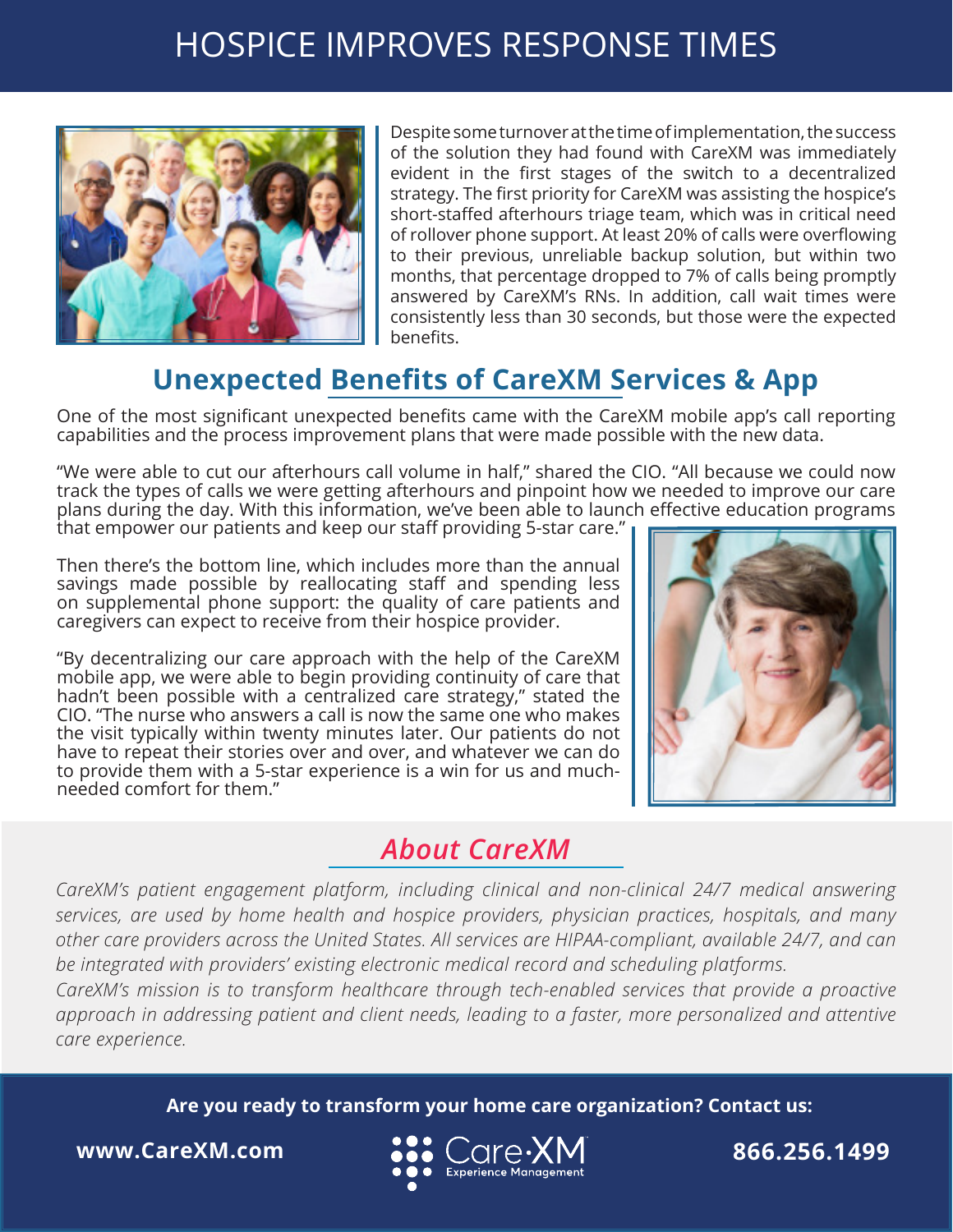# HOSPICE IMPROVES RESPONSE TIMES

Despite some turnover at the time of implementation, the success of the solution they had found with CareXM was immediately evident in the first stages of the switch to a decentralized strategy. The first priority for CareXM was assisting the hospice's short-staffed afterhours triage team, which was in critical need of rollover phone support. At least 20% of calls were overflowing to their previous, unreliable backup solution, but within two months, that percentage dropped to 7% of calls being promptly answered by CareXM's RNs. In addition, call wait times were consistently less than 30 seconds, but those were the expected benefits.

## Unexpected Benefits of CareXM Services & App

One of the most significant unexpected benefits came with the CareXM mobile app's call reporting capabilities and the process improvement plans that were made possible with the new data.

"We were able to cut our afterhours call volume in half," shared the CIO. "All because we could now track the types of calls we were getting afterhours and pinpoint how we needed to improve our care plans during the day. With this information, we've been able to launch effective education programs that empower our patients and keep our staff providing 5-star care."

Then there's the bottom line, which includes more than the annual savings made possible by reallocating staff and spending less on supplemental phone support: the quality of care patients and caregivers can expect to receive from their hospice provider.

"By decentralizing our care approach with the help of the CareXM mobile app, we were able to begin providing continuity of care that hadn't been possible with a centralized care strategy," stated the CIO. "The nurse who answers a call is now the same one who makes the visit typically within twenty minutes later. Our patients do not have to repeat their stories over and over, and whatever we can do to provide them with a 5-star experience is a win for us and much-needed comfort for them."

## *About CareXM*

*CareXM's patient engagement platform, including clinical and non-clinical 24/7 medical answering services, are used by home health and hospice providers, physician practices, hospitals, and many other care providers across the United States. All services are HIPAA-compliant, available 24/7, and can be integrated with providers' existing electronic medical record and scheduling platforms.*

*CareXM's mission is to transform healthcare through tech-enabled services that provide a proactive approach in addressing patient and client needs, leading to a faster, more personalized and attentive care experience.*

**Are you ready to transform your home care organization? Contact us:**

**www.CareXM.com**

Care·XM Experience Management

**866.256.1499**